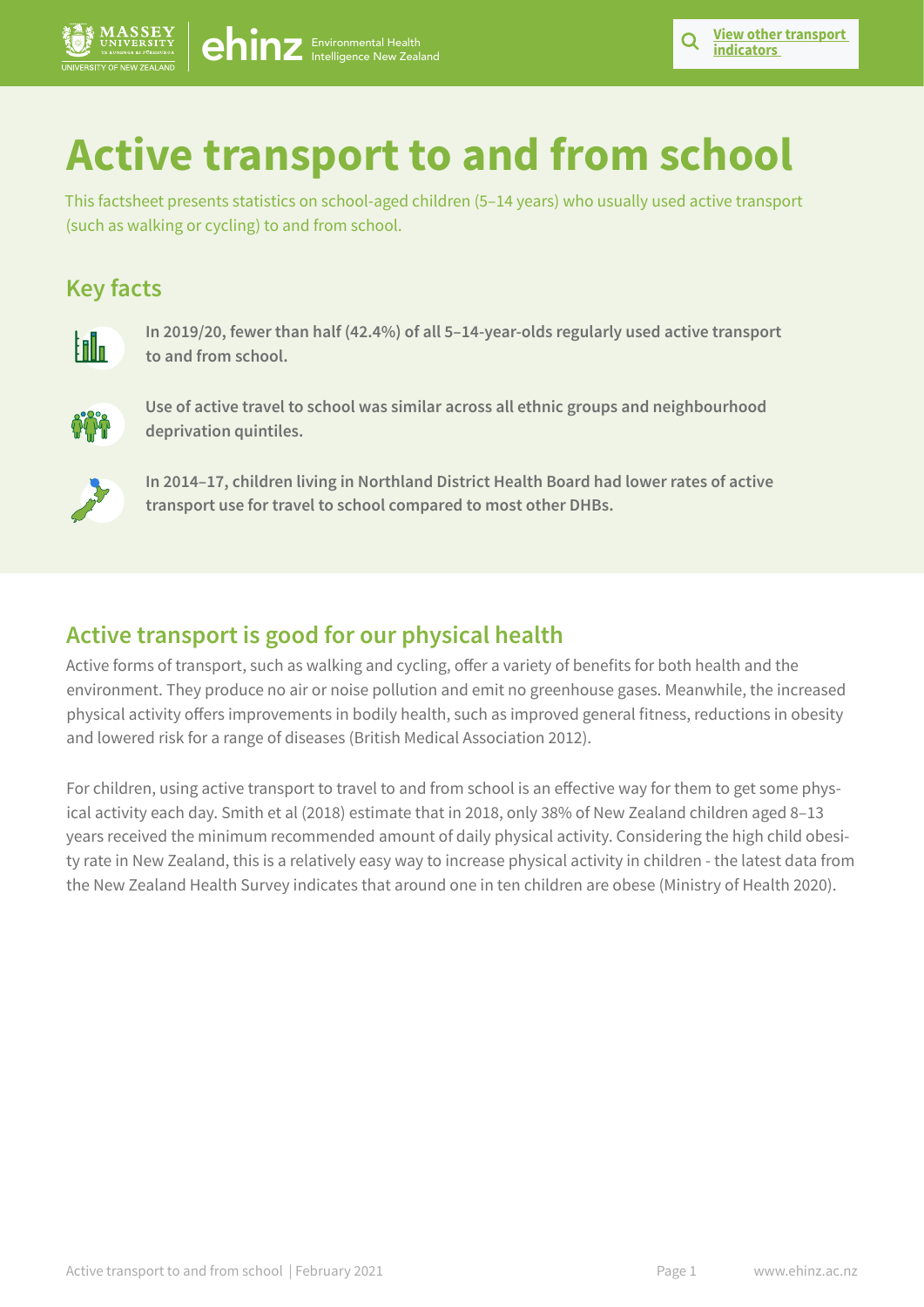# Active transport to and from school

This factsheet presents statistics on school-aged children (5–14 years) who usually used active transport (such as walking or cycling) to and from school.

## Key facts

**In 2019/20, fewer than half (42.4%) of all 5–14-year-olds regularly used active transport to and from school.**

**Use of active travel to school was similar across all ethnic groups and neighbourhood deprivation quintiles.**

**In 2014–17, children living in Northland District Health Board had lower rates of active transport use for travel to school compared to most other DHBs.**

## Active transport is good for our physical health

Active forms of transport, such as walking and cycling, offer a variety of benefits for both health and the environment. They produce no air or noise pollution and emit no greenhouse gases. Meanwhile, the increased physical activity offers improvements in bodily health, such as improved general fitness, reductions in obesity and lowered risk for a range of diseases (British Medical Association 2012).

For children, using active transport to travel to and from school is an effective way for them to get some physical activity each day. Smith et al (2018) estimate that in 2018, only 38% of New Zealand children aged 8–13 years received the minimum recommended amount of daily physical activity. Considering the high child obesity rate in New Zealand, this is a relatively easy way to increase physical activity in children - the latest data from the New Zealand Health Survey indicates that around one in ten children are obese (Ministry of Health 2020).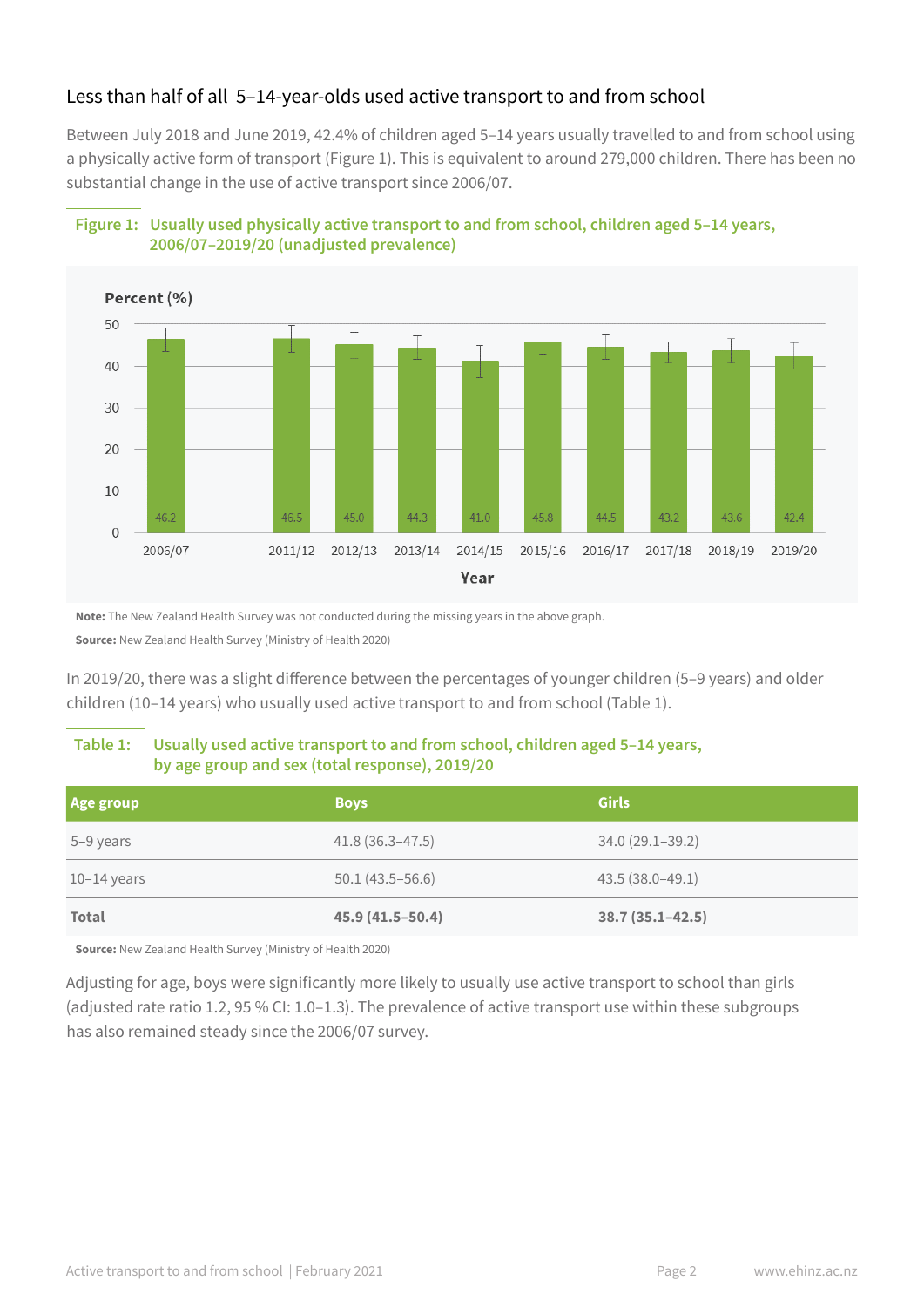## Less than half of all 5–14-year-olds used active transport to and from school

Between July 2018 and June 2019, 42.4% of children aged 5–14 years usually travelled to and from school using a physically active form of transport (Figure 1). This is equivalent to around 279,000 children. There has been no substantial change in the use of active transport since 2006/07.

**Figure 1: Usually used physically active transport to and from school, children aged 5–14 years, 2006/07–2019/20 (unadjusted prevalence)**

| Year | Percent (%) |
|---|---|
| 2006/07 | 46.2 |
| 2011/12 | 46.5 |
| 2012/13 | 45.0 |
| 2013/14 | 44.3 |
| 2014/15 | 41.0 |
| 2015/16 | 45.8 |
| 2016/17 | 44.5 |
| 2017/18 | 43.2 |
| 2018/19 | 43.6 |
| 2019/20 | 42.4 |

**Note:** The New Zealand Health Survey was not conducted during the missing years in the above graph.

**Source:** New Zealand Health Survey (Ministry of Health 2020)

In 2019/20, there was a slight difference between the percentages of younger children (5–9 years) and older children (10–14 years) who usually used active transport to and from school (Table 1).

**Table 1: Usually used active transport to and from school, children aged 5–14 years, by age group and sex (total response), 2019/20**

| Age group | Boys | Girls |
|---|---|---|
| 5–9 years | 41.8 (36.3–47.5) | 34.0 (29.1–39.2) |
| 10–14 years | 50.1 (43.5–56.6) | 43.5 (38.0–49.1) |
| **Total** | **45.9 (41.5–50.4)** | **38.7 (35.1–42.5)** |

**Source:** New Zealand Health Survey (Ministry of Health 2020)

Adjusting for age, boys were significantly more likely to usually use active transport to school than girls (adjusted rate ratio 1.2, 95 % CI: 1.0–1.3). The prevalence of active transport use within these subgroups has also remained steady since the 2006/07 survey.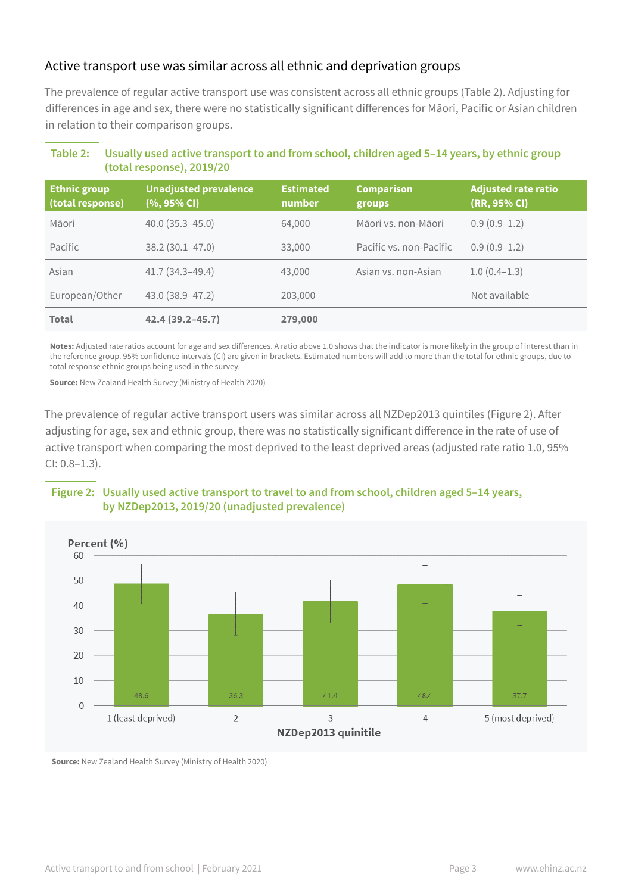## Active transport use was similar across all ethnic and deprivation groups

The prevalence of regular active transport use was consistent across all ethnic groups (Table 2). Adjusting for differences in age and sex, there were no statistically significant differences for Māori, Pacific or Asian children in relation to their comparison groups.

**Table 2: Usually used active transport to and from school, children aged 5–14 years, by ethnic group (total response), 2019/20**

| Ethnic group (total response) | Unadjusted prevalence (%, 95% CI) | Estimated number | Comparison groups | Adjusted rate ratio (RR, 95% CI) |
|---|---|---|---|---|
| Māori | 40.0 (35.3–45.0) | 64,000 | Māori vs. non-Māori | 0.9 (0.9–1.2) |
| Pacific | 38.2 (30.1–47.0) | 33,000 | Pacific vs. non-Pacific | 0.9 (0.9–1.2) |
| Asian | 41.7 (34.3–49.4) | 43,000 | Asian vs. non-Asian | 1.0 (0.4–1.3) |
| European/Other | 43.0 (38.9–47.2) | 203,000 | | Not available |
| **Total** | **42.4 (39.2–45.7)** | **279,000** | | |

**Notes:** Adjusted rate ratios account for age and sex differences. A ratio above 1.0 shows that the indicator is more likely in the group of interest than in the reference group. 95% confidence intervals (CI) are given in brackets. Estimated numbers will add to more than the total for ethnic groups, due to total response ethnic groups being used in the survey.

**Source:** New Zealand Health Survey (Ministry of Health 2020)

The prevalence of regular active transport users was similar across all NZDep2013 quintiles (Figure 2). After adjusting for age, sex and ethnic group, there was no statistically significant difference in the rate of use of active transport when comparing the most deprived to the least deprived areas (adjusted rate ratio 1.0, 95% CI: 0.8–1.3).

**Figure 2: Usually used active transport to travel to and from school, children aged 5–14 years, by NZDep2013, 2019/20 (unadjusted prevalence)**

| NZDep2013 quinitile | Percent (%) |
|---|---|
| 1 (least deprived) | 48.6 |
| 2 | 36.3 |
| 3 | 41.4 |
| 4 | 48.4 |
| 5 (most deprived) | 37.7 |

**Source:** New Zealand Health Survey (Ministry of Health 2020)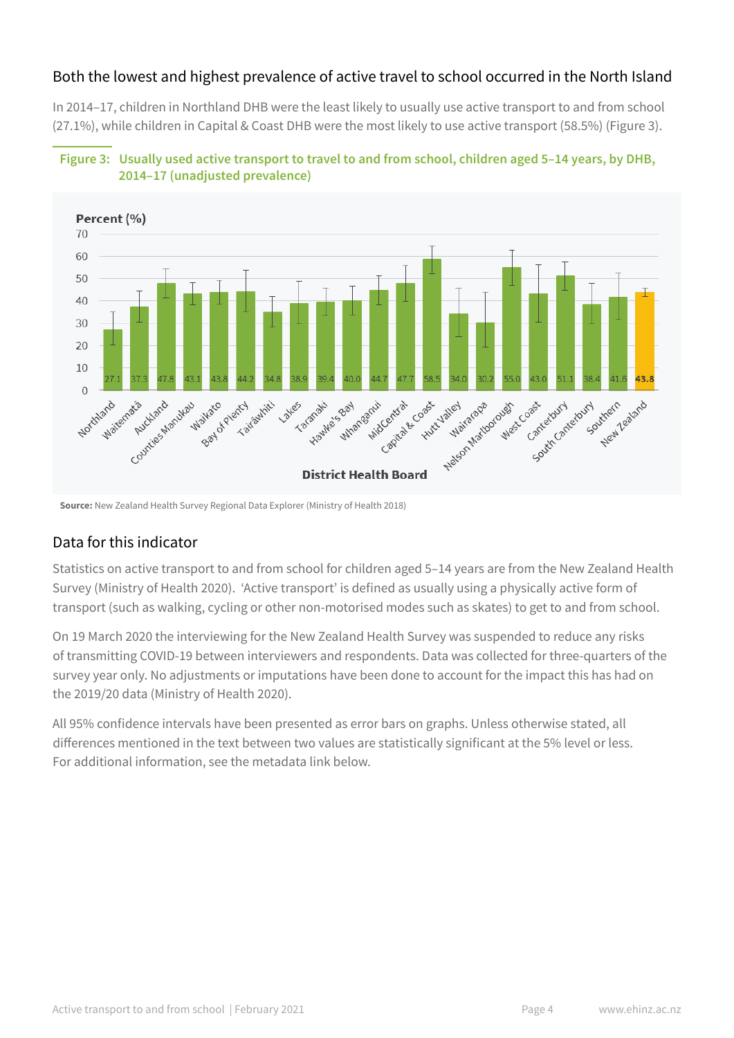## Both the lowest and highest prevalence of active travel to school occurred in the North Island

In 2014–17, children in Northland DHB were the least likely to usually use active transport to and from school (27.1%), while children in Capital & Coast DHB were the most likely to use active transport (58.5%) (Figure 3).

**Figure 3: Usually used active transport to travel to and from school, children aged 5–14 years, by DHB, 2014–17 (unadjusted prevalence)**

| District Health Board | Percent (%) |
|---|---|
| Northland | 27.1 |
| Waitematā | 37.3 |
| Auckland | 47.8 |
| Counties Manukau | 43.1 |
| Waikato | 43.8 |
| Bay of Plenty | 44.2 |
| Tairāwhiti | 34.8 |
| Lakes | 38.9 |
| Taranaki | 39.4 |
| Hawke's Bay | 40.0 |
| Whanganui | 44.7 |
| MidCentral | 47.7 |
| Capital & Coast | 58.5 |
| Hutt Valley | 34.0 |
| Wairarapa | 30.2 |
| Nelson Marlborough | 55.0 |
| West Coast | 43.0 |
| Canterbury | 51.1 |
| South Canterbury | 38.4 |
| Southern | 41.6 |
| New Zealand | 43.8 |

**Source:** New Zealand Health Survey Regional Data Explorer (Ministry of Health 2018)

## Data for this indicator

Statistics on active transport to and from school for children aged 5–14 years are from the New Zealand Health Survey (Ministry of Health 2020). 'Active transport' is defined as usually using a physically active form of transport (such as walking, cycling or other non-motorised modes such as skates) to get to and from school.

On 19 March 2020 the interviewing for the New Zealand Health Survey was suspended to reduce any risks of transmitting COVID-19 between interviewers and respondents. Data was collected for three-quarters of the survey year only. No adjustments or imputations have been done to account for the impact this has had on the 2019/20 data (Ministry of Health 2020).

All 95% confidence intervals have been presented as error bars on graphs. Unless otherwise stated, all differences mentioned in the text between two values are statistically significant at the 5% level or less. For additional information, see the metadata link below.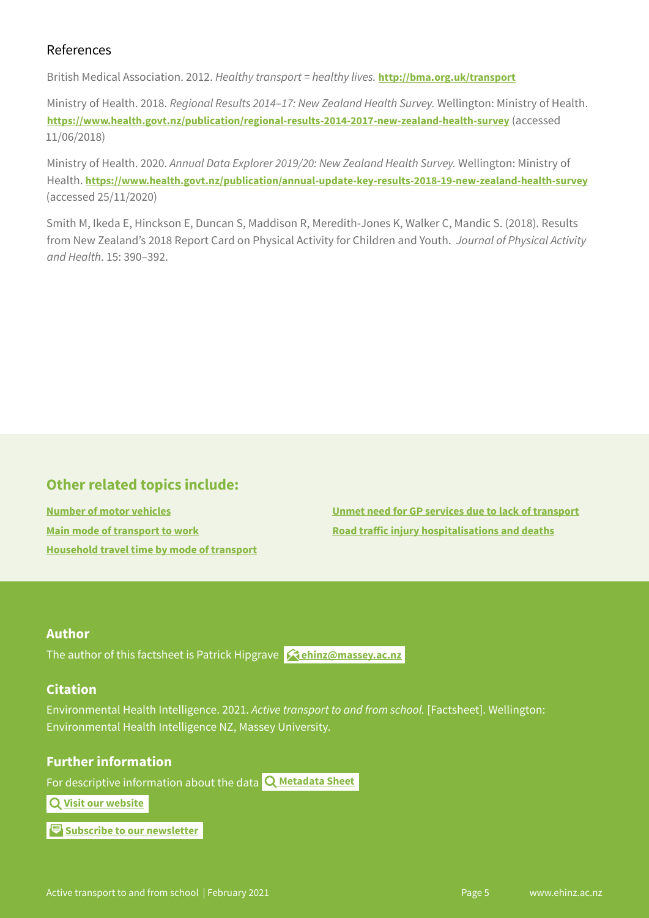## References

British Medical Association. 2012. *Healthy transport = healthy lives.* **http://bma.org.uk/transport**

Ministry of Health. 2018. *Regional Results 2014–17: New Zealand Health Survey.* Wellington: Ministry of Health. **https://www.health.govt.nz/publication/regional-results-2014-2017-new-zealand-health-survey** (accessed 11/06/2018)

Ministry of Health. 2020. *Annual Data Explorer 2019/20: New Zealand Health Survey.* Wellington: Ministry of Health. **https://www.health.govt.nz/publication/annual-update-key-results-2018-19-new-zealand-health-survey** (accessed 25/11/2020)

Smith M, Ikeda E, Hinckson E, Duncan S, Maddison R, Meredith-Jones K, Walker C, Mandic S. (2018). Results from New Zealand's 2018 Report Card on Physical Activity for Children and Youth. *Journal of Physical Activity and Health*. 15: 390–392.

## Other related topics include:

- **Number of motor vehicles**
- **Main mode of transport to work**
- **Household travel time by mode of transport**
- **Unmet need for GP services due to lack of transport**
- **Road traffic injury hospitalisations and deaths**

## Author

The author of this factsheet is Patrick Hipgrave **ehinz@massey.ac.nz**

## Citation

Environmental Health Intelligence. 2021. *Active transport to and from school.* [Factsheet]. Wellington: Environmental Health Intelligence NZ, Massey University.

## Further information

For descriptive information about the data **Metadata Sheet**

**Visit our website**

**Subscribe to our newsletter**